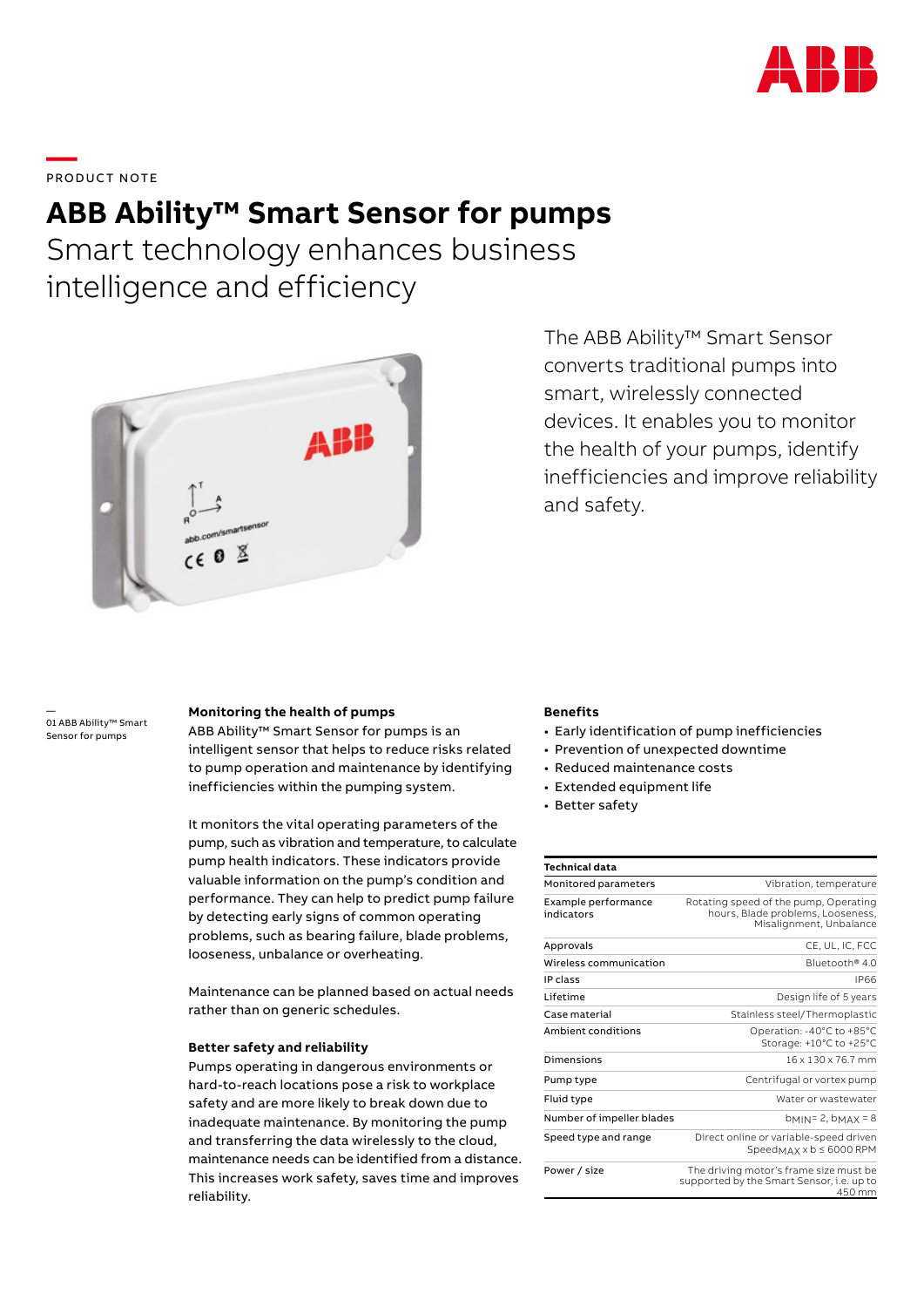PRODUCT NOTE

# ABB Ability™ Smart Sensor for pumps

## Smart technology enhances business intelligence and efficiency

The ABB Ability™ Smart Sensor converts traditional pumps into smart, wirelessly connected devices. It enables you to monitor the health of your pumps, identify inefficiencies and improve reliability and safety.

01 ABB Ability™ Smart Sensor for pumps

### Monitoring the health of pumps

ABB Ability™ Smart Sensor for pumps is an intelligent sensor that helps to reduce risks related to pump operation and maintenance by identifying inefficiencies within the pumping system.

It monitors the vital operating parameters of the pump, such as vibration and temperature, to calculate pump health indicators. These indicators provide valuable information on the pump's condition and performance. They can help to predict pump failure by detecting early signs of common operating problems, such as bearing failure, blade problems, looseness, unbalance or overheating.

Maintenance can be planned based on actual needs rather than on generic schedules.

### Better safety and reliability

Pumps operating in dangerous environments or hard-to-reach locations pose a risk to workplace safety and are more likely to break down due to inadequate maintenance. By monitoring the pump and transferring the data wirelessly to the cloud, maintenance needs can be identified from a distance. This increases work safety, saves time and improves reliability.

### Benefits

- Early identification of pump inefficiencies
- Prevention of unexpected downtime
- Reduced maintenance costs
- Extended equipment life
- Better safety

| Technical data | |
|---|---|
| Monitored parameters | Vibration, temperature |
| Example performance indicators | Rotating speed of the pump, Operating hours, Blade problems, Looseness, Misalignment, Unbalance |
| Approvals | CE, UL, IC, FCC |
| Wireless communication | Bluetooth® 4.0 |
| IP class | IP66 |
| Lifetime | Design life of 5 years |
| Case material | Stainless steel/Thermoplastic |
| Ambient conditions | Operation: -40°C to +85°C<br>Storage: +10°C to +25°C |
| Dimensions | 16 x 130 x 76.7 mm |
| Pump type | Centrifugal or vortex pump |
| Fluid type | Water or wastewater |
| Number of impeller blades | $b_{MIN} = 2$, $b_{MAX} = 8$ |
| Speed type and range | Direct online or variable-speed driven<br>$Speed_{MAX} \times b \leq 6000$ RPM |
| Power / size | The driving motor's frame size must be supported by the Smart Sensor, i.e. up to 450 mm |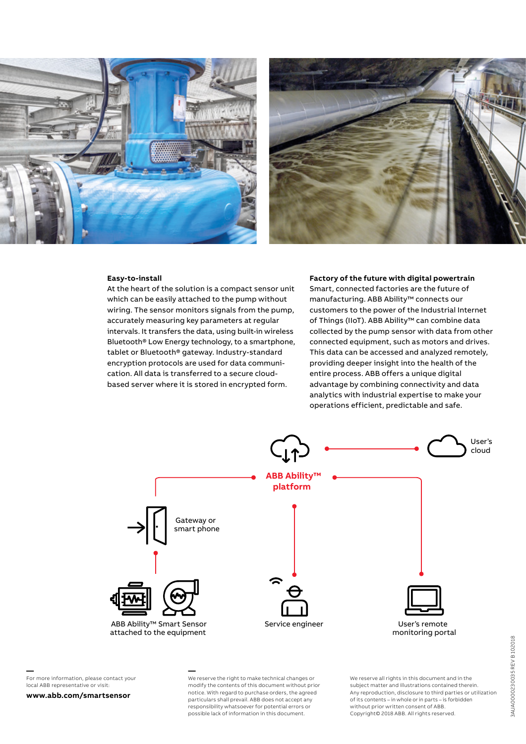**Easy-to-install**

At the heart of the solution is a compact sensor unit which can be easily attached to the pump without wiring. The sensor monitors signals from the pump, accurately measuring key parameters at regular intervals. It transfers the data, using built-in wireless Bluetooth® Low Energy technology, to a smartphone, tablet or Bluetooth® gateway. Industry-standard encryption protocols are used for data communication. All data is transferred to a secure cloud-based server where it is stored in encrypted form.

**Factory of the future with digital powertrain**

Smart, connected factories are the future of manufacturing. ABB Ability™ connects our customers to the power of the Industrial Internet of Things (IIoT). ABB Ability™ can combine data collected by the pump sensor with data from other connected equipment, such as motors and drives. This data can be accessed and analyzed remotely, providing deeper insight into the health of the entire process. ABB offers a unique digital advantage by combining connectivity and data analytics with industrial expertise to make your operations efficient, predictable and safe.

ABB Ability™ platform

User's cloud

Gateway or smart phone

ABB Ability™ Smart Sensor attached to the equipment

Service engineer

User's remote monitoring portal

For more information, please contact your local ABB representative or visit:

**www.abb.com/smartsensor**

We reserve the right to make technical changes or modify the contents of this document without prior notice. With regard to purchase orders, the agreed particulars shall prevail. ABB does not accept any responsibility whatsoever for potential errors or possible lack of information in this document.

We reserve all rights in this document and in the subject matter and illustrations contained therein. Any reproduction, disclosure to third parties or utilization of its contents – in whole or in parts – is forbidden without prior written consent of ABB.
Copyright© 2018 ABB. All rights reserved.

3AUA0000230035 REV B 102018